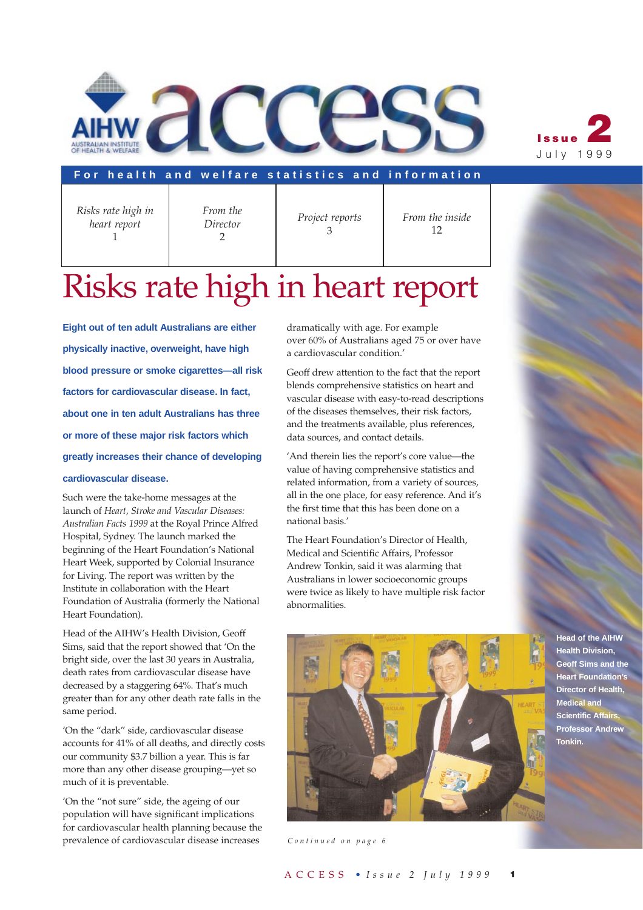# access

**Issue 2**
July 1999

**For health and welfare statistics and information**

| Risks rate high in heart report 1 | From the Director 2 | Project reports 3 | From the inside 12 |
|---|---|---|---|

# Risks rate high in heart report

**Eight out of ten adult Australians are either physically inactive, overweight, have high blood pressure or smoke cigarettes—all risk factors for cardiovascular disease. In fact, about one in ten adult Australians has three or more of these major risk factors which greatly increases their chance of developing cardiovascular disease.**

Such were the take-home messages at the launch of *Heart, Stroke and Vascular Diseases: Australian Facts 1999* at the Royal Prince Alfred Hospital, Sydney. The launch marked the beginning of the Heart Foundation's National Heart Week, supported by Colonial Insurance for Living. The report was written by the Institute in collaboration with the Heart Foundation of Australia (formerly the National Heart Foundation).

Head of the AIHW's Health Division, Geoff Sims, said that the report showed that 'On the bright side, over the last 30 years in Australia, death rates from cardiovascular disease have decreased by a staggering 64%. That's much greater than for any other death rate falls in the same period.

'On the "dark" side, cardiovascular disease accounts for 41% of all deaths, and directly costs our community $3.7 billion a year. This is far more than any other disease grouping—yet so much of it is preventable.

'On the "not sure" side, the ageing of our population will have significant implications for cardiovascular health planning because the prevalence of cardiovascular disease increases dramatically with age. For example over 60% of Australians aged 75 or over have a cardiovascular condition.'

Geoff drew attention to the fact that the report blends comprehensive statistics on heart and vascular disease with easy-to-read descriptions of the diseases themselves, their risk factors, and the treatments available, plus references, data sources, and contact details.

'And therein lies the report's core value—the value of having comprehensive statistics and related information, from a variety of sources, all in the one place, for easy reference. And it's the first time that this has been done on a national basis.'

The Heart Foundation's Director of Health, Medical and Scientific Affairs, Professor Andrew Tonkin, said it was alarming that Australians in lower socioeconomic groups were twice as likely to have multiple risk factor abnormalities.

Head of the AIHW Health Division, Geoff Sims and the Heart Foundation's Director of Health, Medical and Scientific Affairs, Professor Andrew Tonkin.

*Continued on page 6*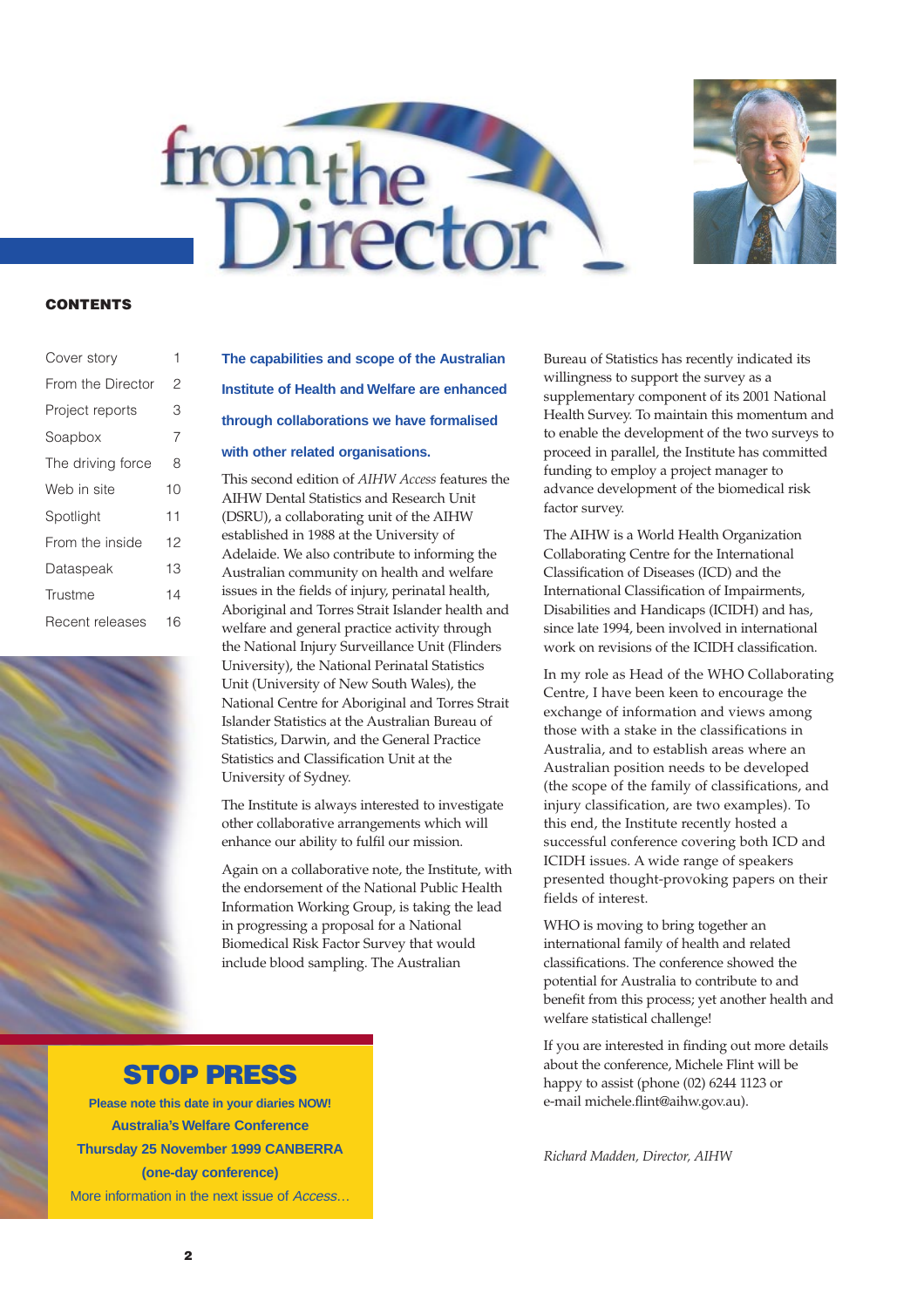# from the Director

**CONTENTS**

| | |
|---|---|
| Cover story | 1 |
| From the Director | 2 |
| Project reports | 3 |
| Soapbox | 7 |
| The driving force | 8 |
| Web in site | 10 |
| Spotlight | 11 |
| From the inside | 12 |
| Dataspeak | 13 |
| Trustme | 14 |
| Recent releases | 16 |

**The capabilities and scope of the Australian Institute of Health and Welfare are enhanced through collaborations we have formalised with other related organisations.**

This second edition of *AIHW Access* features the AIHW Dental Statistics and Research Unit (DSRU), a collaborating unit of the AIHW established in 1988 at the University of Adelaide. We also contribute to informing the Australian community on health and welfare issues in the fields of injury, perinatal health, Aboriginal and Torres Strait Islander health and welfare and general practice activity through the National Injury Surveillance Unit (Flinders University), the National Perinatal Statistics Unit (University of New South Wales), the National Centre for Aboriginal and Torres Strait Islander Statistics at the Australian Bureau of Statistics, Darwin, and the General Practice Statistics and Classification Unit at the University of Sydney.

The Institute is always interested to investigate other collaborative arrangements which will enhance our ability to fulfil our mission.

Again on a collaborative note, the Institute, with the endorsement of the National Public Health Information Working Group, is taking the lead in progressing a proposal for a National Biomedical Risk Factor Survey that would include blood sampling. The Australian Bureau of Statistics has recently indicated its willingness to support the survey as a supplementary component of its 2001 National Health Survey. To maintain this momentum and to enable the development of the two surveys to proceed in parallel, the Institute has committed funding to employ a project manager to advance development of the biomedical risk factor survey.

The AIHW is a World Health Organization Collaborating Centre for the International Classification of Diseases (ICD) and the International Classification of Impairments, Disabilities and Handicaps (ICIDH) and has, since late 1994, been involved in international work on revisions of the ICIDH classification.

In my role as Head of the WHO Collaborating Centre, I have been keen to encourage the exchange of information and views among those with a stake in the classifications in Australia, and to establish areas where an Australian position needs to be developed (the scope of the family of classifications, and injury classification, are two examples). To this end, the Institute recently hosted a successful conference covering both ICD and ICIDH issues. A wide range of speakers presented thought-provoking papers on their fields of interest.

WHO is moving to bring together an international family of health and related classifications. The conference showed the potential for Australia to contribute to and benefit from this process; yet another health and welfare statistical challenge!

If you are interested in finding out more details about the conference, Michele Flint will be happy to assist (phone (02) 6244 1123 or e-mail michele.flint@aihw.gov.au).

*Richard Madden, Director, AIHW*

## STOP PRESS

**Please note this date in your diaries NOW!**

**Australia's Welfare Conference**

**Thursday 25 November 1999 CANBERRA**

**(one-day conference)**

More information in the next issue of *Access*...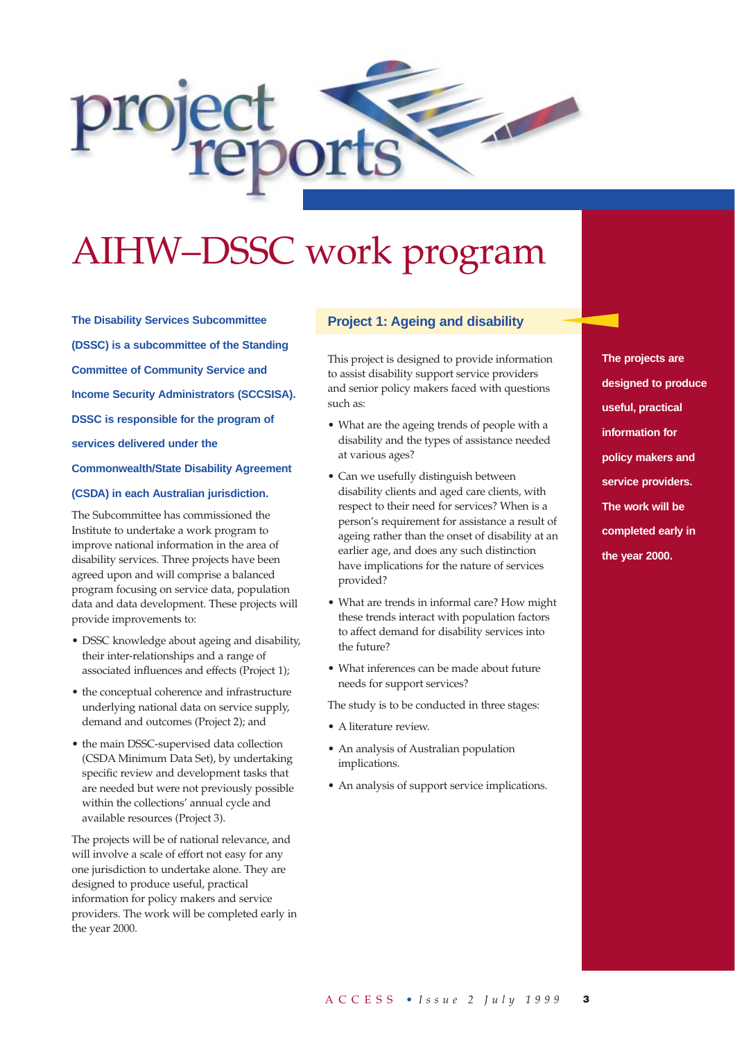# project reports

# AIHW–DSSC work program

**The Disability Services Subcommittee (DSSC) is a subcommittee of the Standing Committee of Community Service and Income Security Administrators (SCCSISA). DSSC is responsible for the program of services delivered under the Commonwealth/State Disability Agreement (CSDA) in each Australian jurisdiction.**

The Subcommittee has commissioned the Institute to undertake a work program to improve national information in the area of disability services. Three projects have been agreed upon and will comprise a balanced program focusing on service data, population data and data development. These projects will provide improvements to:

- DSSC knowledge about ageing and disability, their inter-relationships and a range of associated influences and effects (Project 1);
- the conceptual coherence and infrastructure underlying national data on service supply, demand and outcomes (Project 2); and
- the main DSSC-supervised data collection (CSDA Minimum Data Set), by undertaking specific review and development tasks that are needed but were not previously possible within the collections' annual cycle and available resources (Project 3).

The projects will be of national relevance, and will involve a scale of effort not easy for any one jurisdiction to undertake alone. They are designed to produce useful, practical information for policy makers and service providers. The work will be completed early in the year 2000.

## Project 1: Ageing and disability

This project is designed to provide information to assist disability support service providers and senior policy makers faced with questions such as:

- What are the ageing trends of people with a disability and the types of assistance needed at various ages?
- Can we usefully distinguish between disability clients and aged care clients, with respect to their need for services? When is a person's requirement for assistance a result of ageing rather than the onset of disability at an earlier age, and does any such distinction have implications for the nature of services provided?
- What are trends in informal care? How might these trends interact with population factors to affect demand for disability services into the future?
- What inferences can be made about future needs for support services?

The study is to be conducted in three stages:

- A literature review.
- An analysis of Australian population implications.
- An analysis of support service implications.

**The projects are designed to produce useful, practical information for policy makers and service providers. The work will be completed early in the year 2000.**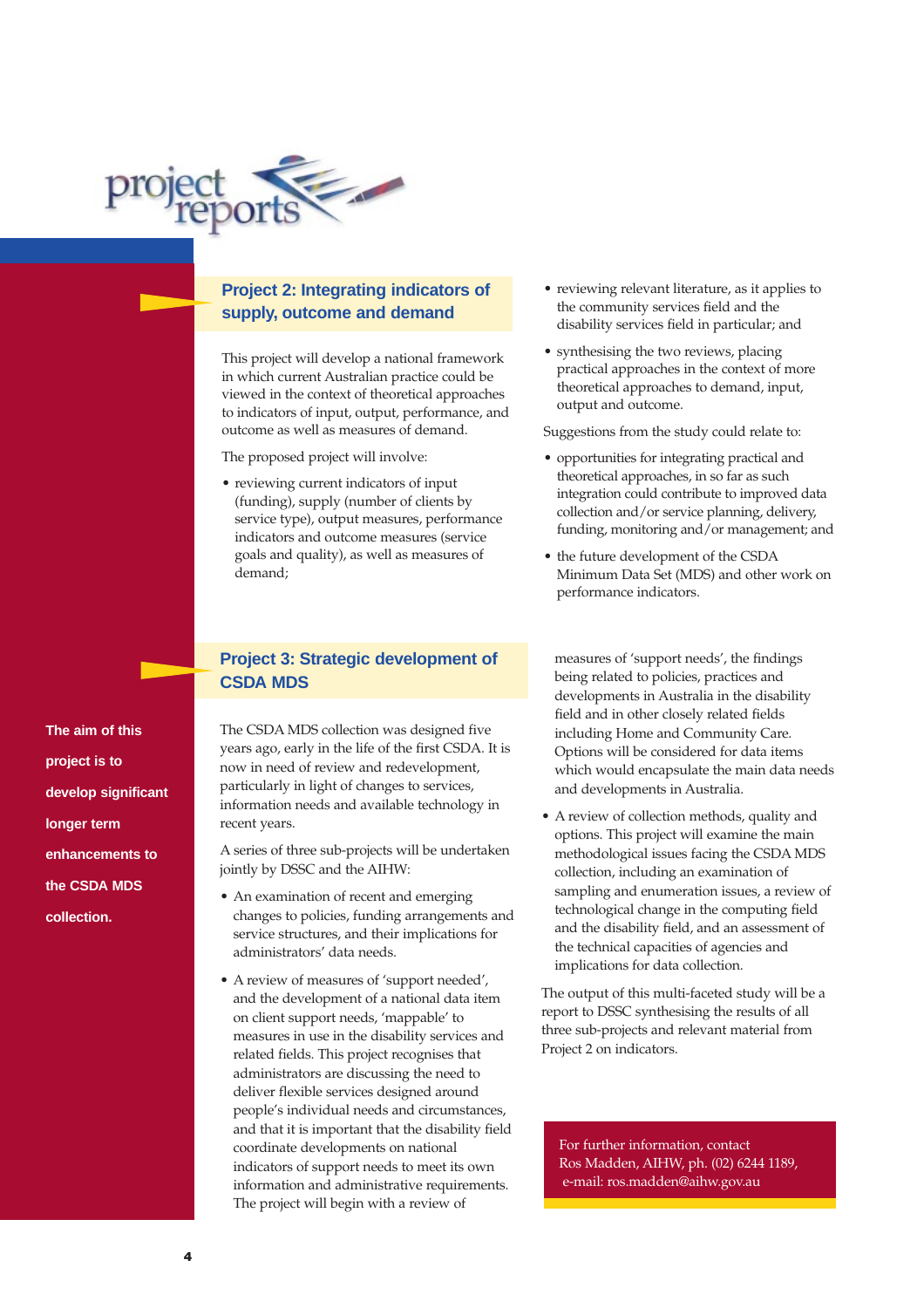# project reports

## Project 2: Integrating indicators of supply, outcome and demand

This project will develop a national framework in which current Australian practice could be viewed in the context of theoretical approaches to indicators of input, output, performance, and outcome as well as measures of demand.

The proposed project will involve:

- reviewing current indicators of input (funding), supply (number of clients by service type), output measures, performance indicators and outcome measures (service goals and quality), as well as measures of demand;
- reviewing relevant literature, as it applies to the community services field and the disability services field in particular; and
- synthesising the two reviews, placing practical approaches in the context of more theoretical approaches to demand, input, output and outcome.

Suggestions from the study could relate to:

- opportunities for integrating practical and theoretical approaches, in so far as such integration could contribute to improved data collection and/or service planning, delivery, funding, monitoring and/or management; and
- the future development of the CSDA Minimum Data Set (MDS) and other work on performance indicators.

## Project 3: Strategic development of CSDA MDS

**The aim of this project is to develop significant longer term enhancements to the CSDA MDS collection.**

The CSDA MDS collection was designed five years ago, early in the life of the first CSDA. It is now in need of review and redevelopment, particularly in light of changes to services, information needs and available technology in recent years.

A series of three sub-projects will be undertaken jointly by DSSC and the AIHW:

- An examination of recent and emerging changes to policies, funding arrangements and service structures, and their implications for administrators' data needs.
- A review of measures of 'support needed', and the development of a national data item on client support needs, 'mappable' to measures in use in the disability services and related fields. This project recognises that administrators are discussing the need to deliver flexible services designed around people's individual needs and circumstances, and that it is important that the disability field coordinate developments on national indicators of support needs to meet its own information and administrative requirements. The project will begin with a review of measures of 'support needs', the findings being related to policies, practices and developments in Australia in the disability field and in other closely related fields including Home and Community Care. Options will be considered for data items which would encapsulate the main data needs and developments in Australia.
- A review of collection methods, quality and options. This project will examine the main methodological issues facing the CSDA MDS collection, including an examination of sampling and enumeration issues, a review of technological change in the computing field and the disability field, and an assessment of the technical capacities of agencies and implications for data collection.

The output of this multi-faceted study will be a report to DSSC synthesising the results of all three sub-projects and relevant material from Project 2 on indicators.

For further information, contact Ros Madden, AIHW, ph. (02) 6244 1189, e-mail: ros.madden@aihw.gov.au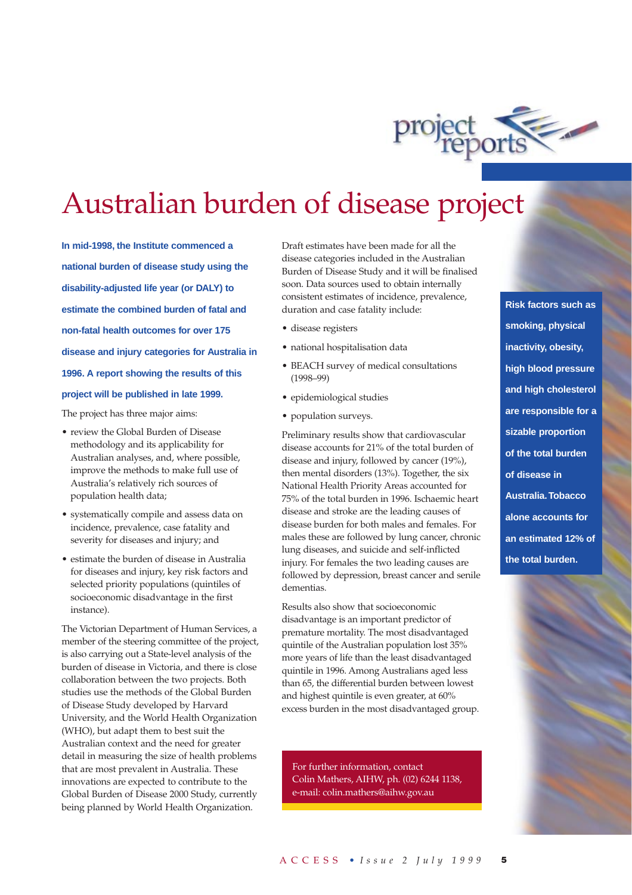project reports

# Australian burden of disease project

**In mid-1998, the Institute commenced a national burden of disease study using the disability-adjusted life year (or DALY) to estimate the combined burden of fatal and non-fatal health outcomes for over 175 disease and injury categories for Australia in 1996. A report showing the results of this project will be published in late 1999.**

The project has three major aims:

- review the Global Burden of Disease methodology and its applicability for Australian analyses, and, where possible, improve the methods to make full use of Australia's relatively rich sources of population health data;
- systematically compile and assess data on incidence, prevalence, case fatality and severity for diseases and injury; and
- estimate the burden of disease in Australia for diseases and injury, key risk factors and selected priority populations (quintiles of socioeconomic disadvantage in the first instance).

The Victorian Department of Human Services, a member of the steering committee of the project, is also carrying out a State-level analysis of the burden of disease in Victoria, and there is close collaboration between the two projects. Both studies use the methods of the Global Burden of Disease Study developed by Harvard University, and the World Health Organization (WHO), but adapt them to best suit the Australian context and the need for greater detail in measuring the size of health problems that are most prevalent in Australia. These innovations are expected to contribute to the Global Burden of Disease 2000 Study, currently being planned by World Health Organization.

Draft estimates have been made for all the disease categories included in the Australian Burden of Disease Study and it will be finalised soon. Data sources used to obtain internally consistent estimates of incidence, prevalence, duration and case fatality include:

- disease registers
- national hospitalisation data
- BEACH survey of medical consultations (1998–99)
- epidemiological studies
- population surveys.

Preliminary results show that cardiovascular disease accounts for 21% of the total burden of disease and injury, followed by cancer (19%), then mental disorders (13%). Together, the six National Health Priority Areas accounted for 75% of the total burden in 1996. Ischaemic heart disease and stroke are the leading causes of disease burden for both males and females. For males these are followed by lung cancer, chronic lung diseases, and suicide and self-inflicted injury. For females the two leading causes are followed by depression, breast cancer and senile dementias.

Results also show that socioeconomic disadvantage is an important predictor of premature mortality. The most disadvantaged quintile of the Australian population lost 35% more years of life than the least disadvantaged quintile in 1996. Among Australians aged less than 65, the differential burden between lowest and highest quintile is even greater, at 60% excess burden in the most disadvantaged group.

**Risk factors such as smoking, physical inactivity, obesity, high blood pressure and high cholesterol are responsible for a sizable proportion of the total burden of disease in Australia. Tobacco alone accounts for an estimated 12% of the total burden.**

For further information, contact
Colin Mathers, AIHW, ph. (02) 6244 1138,
e-mail: colin.mathers@aihw.gov.au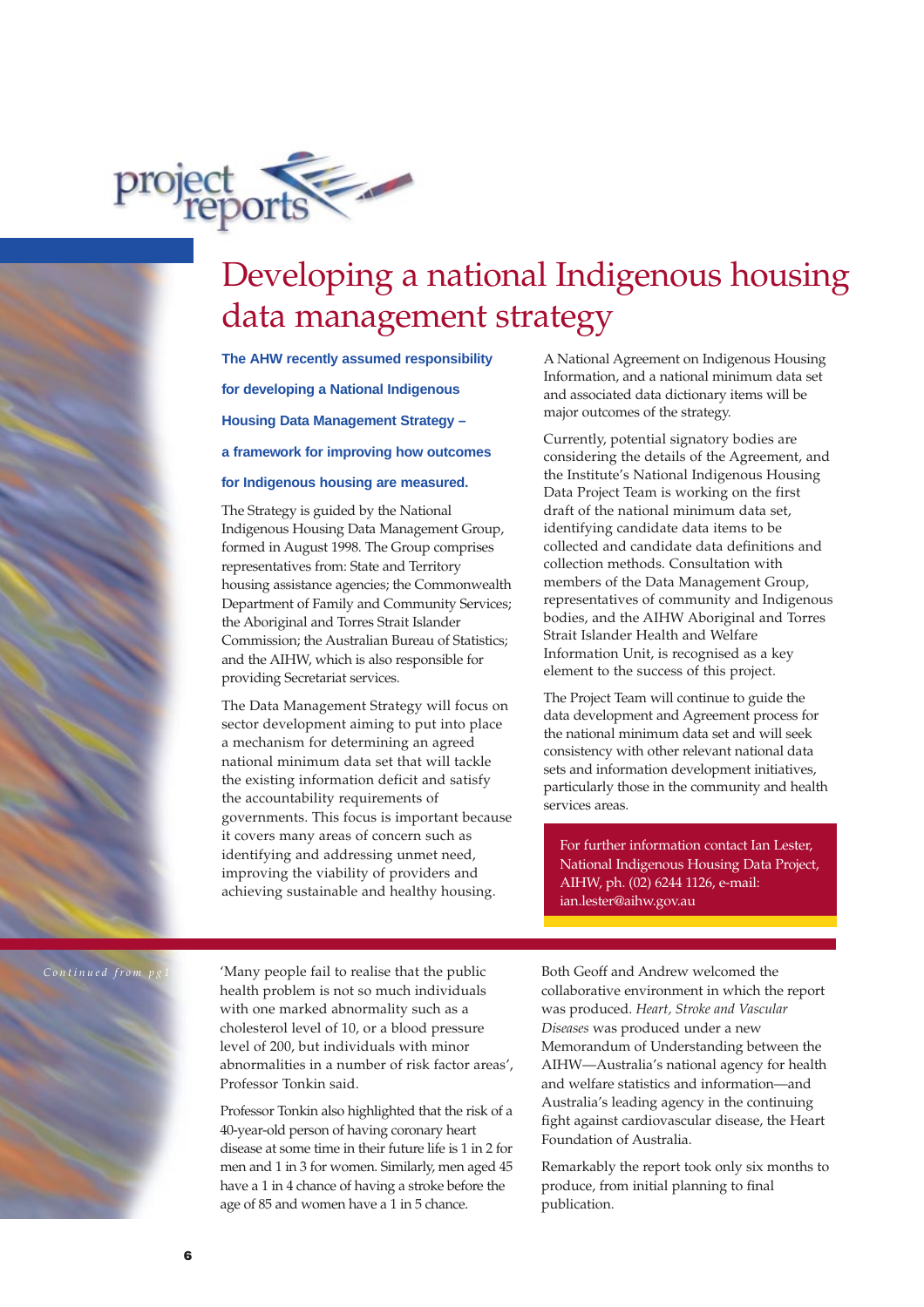project reports

# Developing a national Indigenous housing data management strategy

**The AHW recently assumed responsibility for developing a National Indigenous Housing Data Management Strategy – a framework for improving how outcomes for Indigenous housing are measured.**

The Strategy is guided by the National Indigenous Housing Data Management Group, formed in August 1998. The Group comprises representatives from: State and Territory housing assistance agencies; the Commonwealth Department of Family and Community Services; the Aboriginal and Torres Strait Islander Commission; the Australian Bureau of Statistics; and the AIHW, which is also responsible for providing Secretariat services.

The Data Management Strategy will focus on sector development aiming to put into place a mechanism for determining an agreed national minimum data set that will tackle the existing information deficit and satisfy the accountability requirements of governments. This focus is important because it covers many areas of concern such as identifying and addressing unmet need, improving the viability of providers and achieving sustainable and healthy housing.

A National Agreement on Indigenous Housing Information, and a national minimum data set and associated data dictionary items will be major outcomes of the strategy.

Currently, potential signatory bodies are considering the details of the Agreement, and the Institute's National Indigenous Housing Data Project Team is working on the first draft of the national minimum data set, identifying candidate data items to be collected and candidate data definitions and collection methods. Consultation with members of the Data Management Group, representatives of community and Indigenous bodies, and the AIHW Aboriginal and Torres Strait Islander Health and Welfare Information Unit, is recognised as a key element to the success of this project.

The Project Team will continue to guide the data development and Agreement process for the national minimum data set and will seek consistency with other relevant national data sets and information development initiatives, particularly those in the community and health services areas.

For further information contact Ian Lester, National Indigenous Housing Data Project, AIHW, ph. (02) 6244 1126, e-mail: ian.lester@aihw.gov.au

---

*Continued from pg1*

'Many people fail to realise that the public health problem is not so much individuals with one marked abnormality such as a cholesterol level of 10, or a blood pressure level of 200, but individuals with minor abnormalities in a number of risk factor areas', Professor Tonkin said.

Professor Tonkin also highlighted that the risk of a 40-year-old person of having coronary heart disease at some time in their future life is 1 in 2 for men and 1 in 3 for women. Similarly, men aged 45 have a 1 in 4 chance of having a stroke before the age of 85 and women have a 1 in 5 chance.

Both Geoff and Andrew welcomed the collaborative environment in which the report was produced. *Heart, Stroke and Vascular Diseases* was produced under a new Memorandum of Understanding between the AIHW—Australia's national agency for health and welfare statistics and information—and Australia's leading agency in the continuing fight against cardiovascular disease, the Heart Foundation of Australia.

Remarkably the report took only six months to produce, from initial planning to final publication.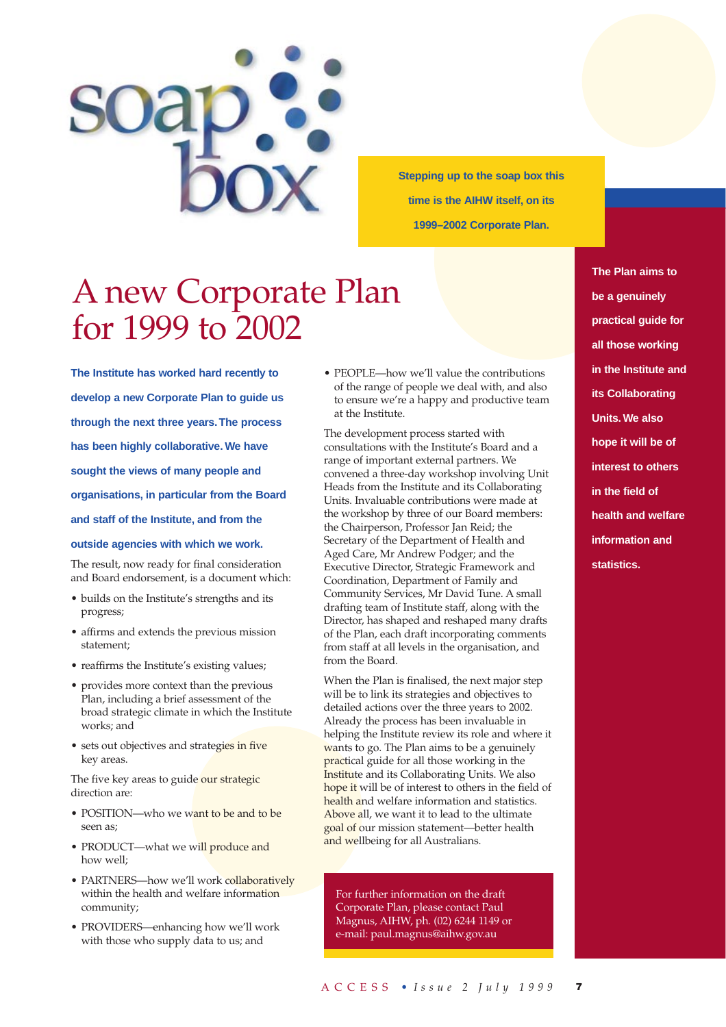soap box

**Stepping up to the soap box this time is the AIHW itself, on its 1999–2002 Corporate Plan.**

# A new Corporate Plan for 1999 to 2002

**The Institute has worked hard recently to develop a new Corporate Plan to guide us through the next three years. The process has been highly collaborative. We have sought the views of many people and organisations, in particular from the Board and staff of the Institute, and from the outside agencies with which we work.**

The result, now ready for final consideration and Board endorsement, is a document which:

- builds on the Institute's strengths and its progress;
- affirms and extends the previous mission statement;
- reaffirms the Institute's existing values;
- provides more context than the previous Plan, including a brief assessment of the broad strategic climate in which the Institute works; and
- sets out objectives and strategies in five key areas.

The five key areas to guide our strategic direction are:

- POSITION—who we want to be and to be seen as;
- PRODUCT—what we will produce and how well;
- PARTNERS—how we'll work collaboratively within the health and welfare information community;
- PROVIDERS—enhancing how we'll work with those who supply data to us; and
- PEOPLE—how we'll value the contributions of the range of people we deal with, and also to ensure we're a happy and productive team at the Institute.

The development process started with consultations with the Institute's Board and a range of important external partners. We convened a three-day workshop involving Unit Heads from the Institute and its Collaborating Units. Invaluable contributions were made at the workshop by three of our Board members: the Chairperson, Professor Jan Reid; the Secretary of the Department of Health and Aged Care, Mr Andrew Podger; and the Executive Director, Strategic Framework and Coordination, Department of Family and Community Services, Mr David Tune. A small drafting team of Institute staff, along with the Director, has shaped and reshaped many drafts of the Plan, each draft incorporating comments from staff at all levels in the organisation, and from the Board.

When the Plan is finalised, the next major step will be to link its strategies and objectives to detailed actions over the three years to 2002. Already the process has been invaluable in helping the Institute review its role and where it wants to go. The Plan aims to be a genuinely practical guide for all those working in the Institute and its Collaborating Units. We also hope it will be of interest to others in the field of health and welfare information and statistics. Above all, we want it to lead to the ultimate goal of our mission statement—better health and wellbeing for all Australians.

For further information on the draft Corporate Plan, please contact Paul Magnus, AIHW, ph. (02) 6244 1149 or e-mail: paul.magnus@aihw.gov.au

**The Plan aims to be a genuinely practical guide for all those working in the Institute and its Collaborating Units. We also hope it will be of interest to others in the field of health and welfare information and statistics.**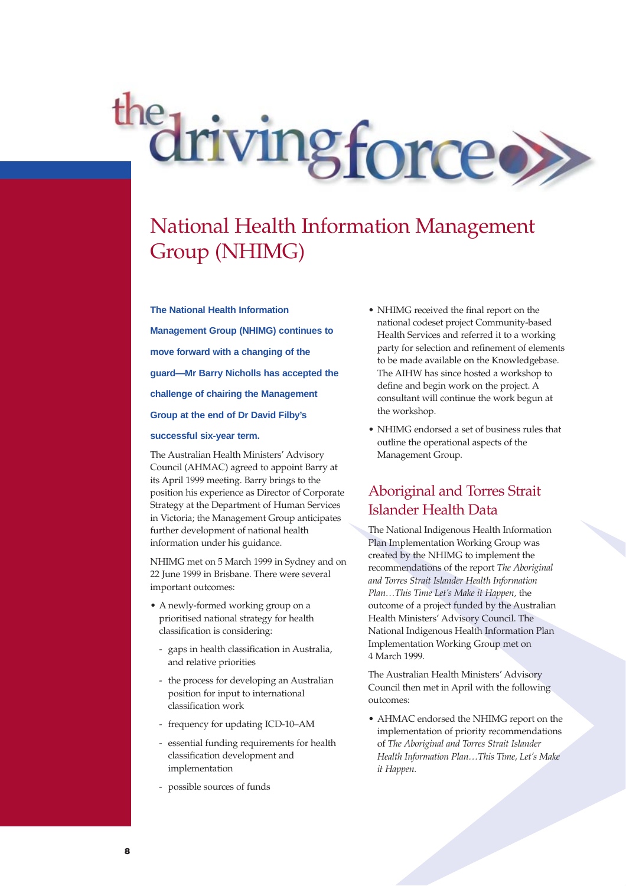# National Health Information Management Group (NHIMG)

**The National Health Information Management Group (NHIMG) continues to move forward with a changing of the guard—Mr Barry Nicholls has accepted the challenge of chairing the Management Group at the end of Dr David Filby's successful six-year term.**

The Australian Health Ministers' Advisory Council (AHMAC) agreed to appoint Barry at its April 1999 meeting. Barry brings to the position his experience as Director of Corporate Strategy at the Department of Human Services in Victoria; the Management Group anticipates further development of national health information under his guidance.

NHIMG met on 5 March 1999 in Sydney and on 22 June 1999 in Brisbane. There were several important outcomes:

- A newly-formed working group on a prioritised national strategy for health classification is considering:
  - gaps in health classification in Australia, and relative priorities
  - the process for developing an Australian position for input to international classification work
  - frequency for updating ICD-10–AM
  - essential funding requirements for health classification development and implementation
  - possible sources of funds
- NHIMG received the final report on the national codeset project Community-based Health Services and referred it to a working party for selection and refinement of elements to be made available on the Knowledgebase. The AIHW has since hosted a workshop to define and begin work on the project. A consultant will continue the work begun at the workshop.
- NHIMG endorsed a set of business rules that outline the operational aspects of the Management Group.

## Aboriginal and Torres Strait Islander Health Data

The National Indigenous Health Information Plan Implementation Working Group was created by the NHIMG to implement the recommendations of the report *The Aboriginal and Torres Strait Islander Health Information Plan…This Time Let's Make it Happen*, the outcome of a project funded by the Australian Health Ministers' Advisory Council. The National Indigenous Health Information Plan Implementation Working Group met on 4 March 1999.

The Australian Health Ministers' Advisory Council then met in April with the following outcomes:

- AHMAC endorsed the NHIMG report on the implementation of priority recommendations of *The Aboriginal and Torres Strait Islander Health Information Plan…This Time, Let's Make it Happen.*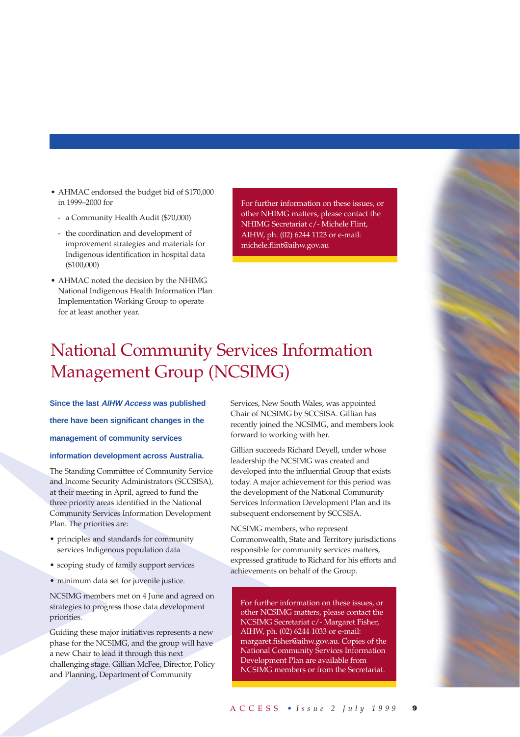- AHMAC endorsed the budget bid of $170,000 in 1999–2000 for
  - a Community Health Audit ($70,000)
  - the coordination and development of improvement strategies and materials for Indigenous identification in hospital data ($100,000)
- AHMAC noted the decision by the NHIMG National Indigenous Health Information Plan Implementation Working Group to operate for at least another year.

For further information on these issues, or other NHIMG matters, please contact the NHIMG Secretariat c/- Michele Flint, AIHW, ph. (02) 6244 1123 or e-mail: michele.flint@aihw.gov.au

# National Community Services Information Management Group (NCSIMG)

**Since the last *AIHW Access* was published there have been significant changes in the management of community services information development across Australia.**

The Standing Committee of Community Service and Income Security Administrators (SCCSISA), at their meeting in April, agreed to fund the three priority areas identified in the National Community Services Information Development Plan. The priorities are:

- principles and standards for community services Indigenous population data
- scoping study of family support services
- minimum data set for juvenile justice.

NCSIMG members met on 4 June and agreed on strategies to progress those data development priorities.

Guiding these major initiatives represents a new phase for the NCSIMG, and the group will have a new Chair to lead it through this next challenging stage. Gillian McFee, Director, Policy and Planning, Department of Community Services, New South Wales, was appointed Chair of NCSIMG by SCCSISA. Gillian has recently joined the NCSIMG, and members look forward to working with her.

Gillian succeeds Richard Deyell, under whose leadership the NCSIMG was created and developed into the influential Group that exists today. A major achievement for this period was the development of the National Community Services Information Development Plan and its subsequent endorsement by SCCSISA.

NCSIMG members, who represent Commonwealth, State and Territory jurisdictions responsible for community services matters, expressed gratitude to Richard for his efforts and achievements on behalf of the Group.

For further information on these issues, or other NCSIMG matters, please contact the NCSIMG Secretariat c/- Margaret Fisher, AIHW, ph. (02) 6244 1033 or e-mail: margaret.fisher@aihw.gov.au. Copies of the National Community Services Information Development Plan are available from NCSIMG members or from the Secretariat.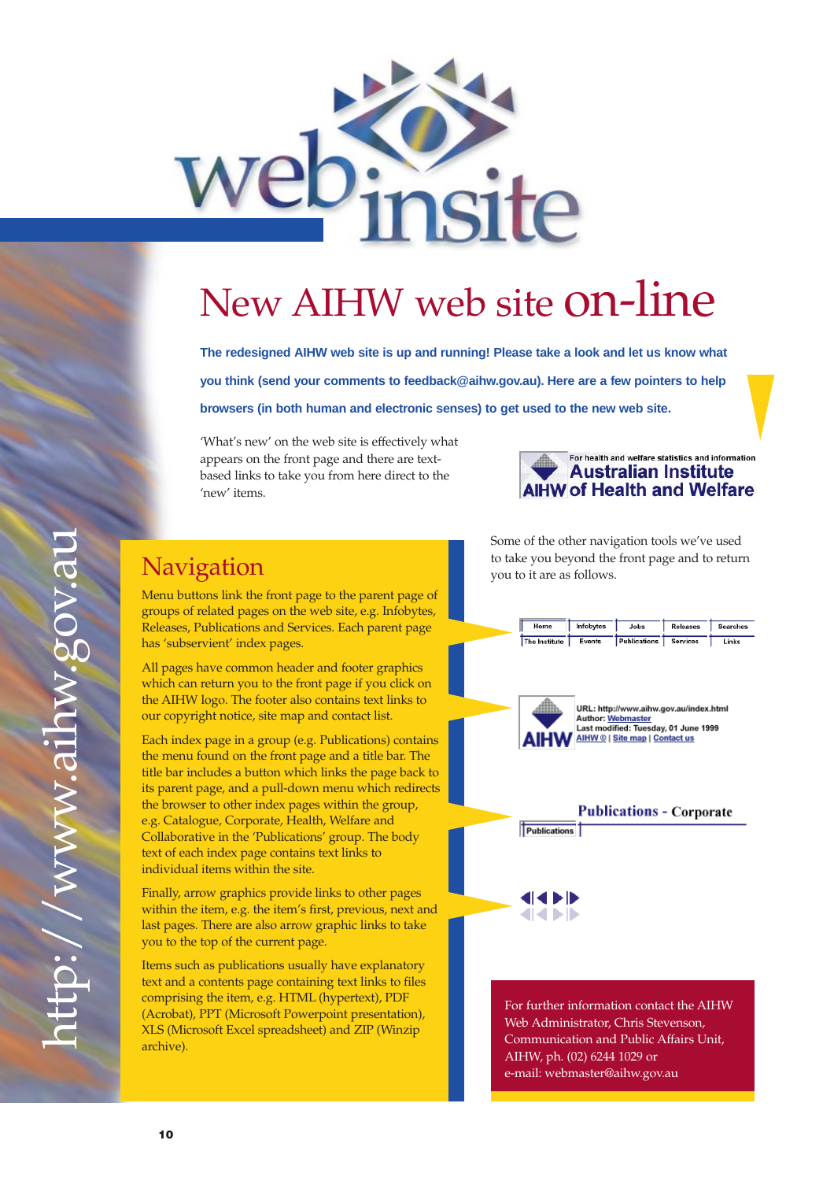# webinsite

# New AIHW web site on-line

**The redesigned AIHW web site is up and running! Please take a look and let us know what you think (send your comments to feedback@aihw.gov.au). Here are a few pointers to help browsers (in both human and electronic senses) to get used to the new web site.**

'What's new' on the web site is effectively what appears on the front page and there are text-based links to take you from here direct to the 'new' items.

For health and welfare statistics and information
AIHW Australian Institute of Health and Welfare

## Navigation

Menu buttons link the front page to the parent page of groups of related pages on the web site, e.g. Infobytes, Releases, Publications and Services. Each parent page has 'subservient' index pages.

All pages have common header and footer graphics which can return you to the front page if you click on the AIHW logo. The footer also contains text links to our copyright notice, site map and contact list.

Each index page in a group (e.g. Publications) contains the menu found on the front page and a title bar. The title bar includes a button which links the page back to its parent page, and a pull-down menu which redirects the browser to other index pages within the group, e.g. Catalogue, Corporate, Health, Welfare and Collaborative in the 'Publications' group. The body text of each index page contains text links to individual items within the site.

Finally, arrow graphics provide links to other pages within the item, e.g. the item's first, previous, next and last pages. There are also arrow graphic links to take you to the top of the current page.

Items such as publications usually have explanatory text and a contents page containing text links to files comprising the item, e.g. HTML (hypertext), PDF (Acrobat), PPT (Microsoft Powerpoint presentation), XLS (Microsoft Excel spreadsheet) and ZIP (Winzip archive).

Some of the other navigation tools we've used to take you beyond the front page and to return you to it are as follows.

| Home | Infobytes | Jobs | Releases | Searches |
|---|---|---|---|---|
| The Institute | Events | Publications | Services | Links |

AIHW
URL: http://www.aihw.gov.au/index.html
Author: Webmaster
Last modified: Tuesday, 01 June 1999
AIHW © | Site map | Contact us

Publications - Corporate
Publications

For further information contact the AIHW Web Administrator, Chris Stevenson, Communication and Public Affairs Unit, AIHW, ph. (02) 6244 1029 or e-mail: webmaster@aihw.gov.au

http://www.aihw.gov.au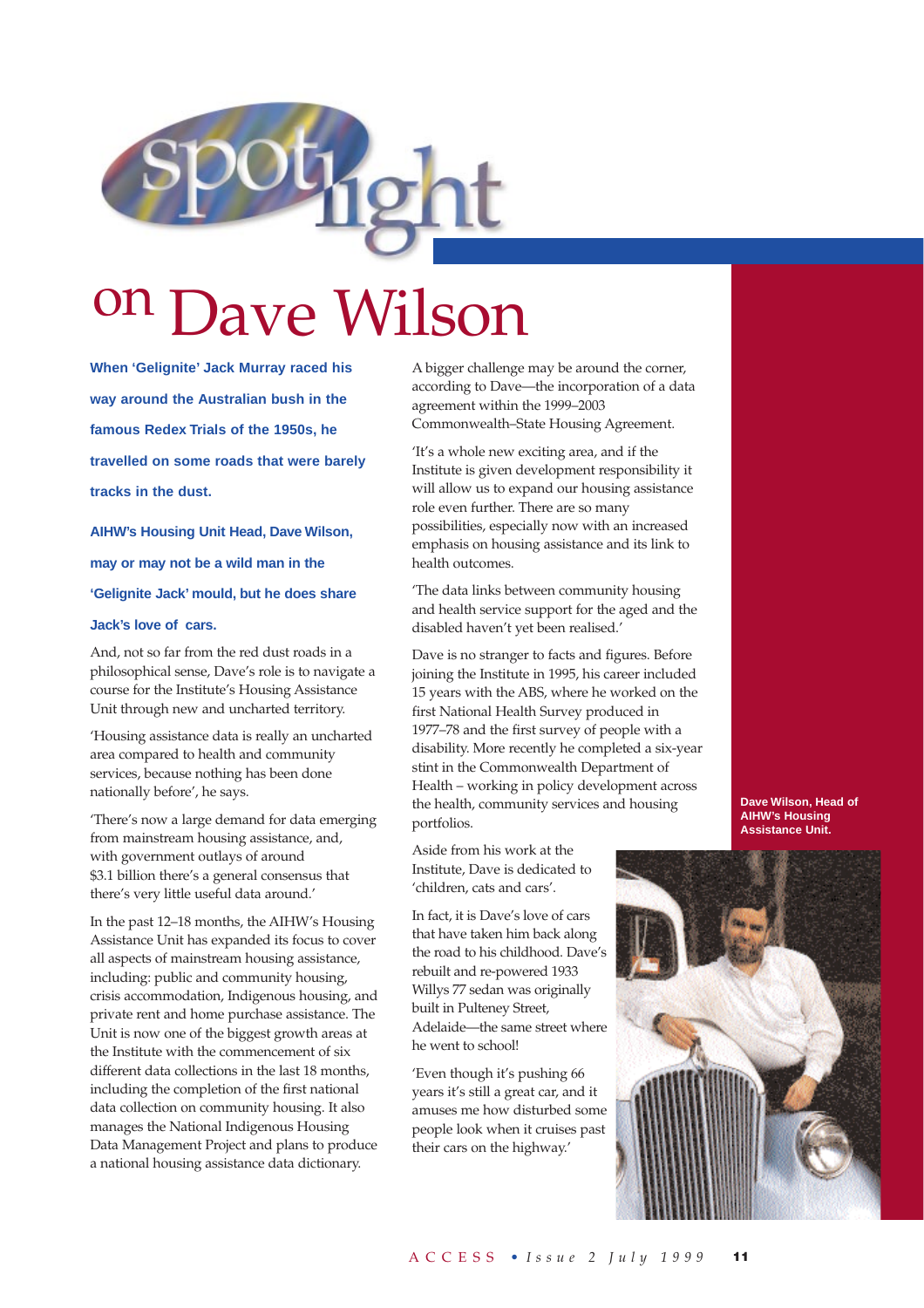# spotlight on Dave Wilson

**When 'Gelignite' Jack Murray raced his way around the Australian bush in the famous Redex Trials of the 1950s, he travelled on some roads that were barely tracks in the dust.**

**AIHW's Housing Unit Head, Dave Wilson, may or may not be a wild man in the 'Gelignite Jack' mould, but he does share Jack's love of cars.**

And, not so far from the red dust roads in a philosophical sense, Dave's role is to navigate a course for the Institute's Housing Assistance Unit through new and uncharted territory.

'Housing assistance data is really an uncharted area compared to health and community services, because nothing has been done nationally before', he says.

'There's now a large demand for data emerging from mainstream housing assistance, and, with government outlays of around $3.1 billion there's a general consensus that there's very little useful data around.'

In the past 12–18 months, the AIHW's Housing Assistance Unit has expanded its focus to cover all aspects of mainstream housing assistance, including: public and community housing, crisis accommodation, Indigenous housing, and private rent and home purchase assistance. The Unit is now one of the biggest growth areas at the Institute with the commencement of six different data collections in the last 18 months, including the completion of the first national data collection on community housing. It also manages the National Indigenous Housing Data Management Project and plans to produce a national housing assistance data dictionary.

A bigger challenge may be around the corner, according to Dave—the incorporation of a data agreement within the 1999–2003 Commonwealth–State Housing Agreement.

'It's a whole new exciting area, and if the Institute is given development responsibility it will allow us to expand our housing assistance role even further. There are so many possibilities, especially now with an increased emphasis on housing assistance and its link to health outcomes.

'The data links between community housing and health service support for the aged and the disabled haven't yet been realised.'

Dave is no stranger to facts and figures. Before joining the Institute in 1995, his career included 15 years with the ABS, where he worked on the first National Health Survey produced in 1977–78 and the first survey of people with a disability. More recently he completed a six-year stint in the Commonwealth Department of Health – working in policy development across the health, community services and housing portfolios.

Aside from his work at the Institute, Dave is dedicated to 'children, cats and cars'.

In fact, it is Dave's love of cars that have taken him back along the road to his childhood. Dave's rebuilt and re-powered 1933 Willys 77 sedan was originally built in Pulteney Street, Adelaide—the same street where he went to school!

'Even though it's pushing 66 years it's still a great car, and it amuses me how disturbed some people look when it cruises past their cars on the highway.'

**Dave Wilson, Head of AIHW's Housing Assistance Unit.**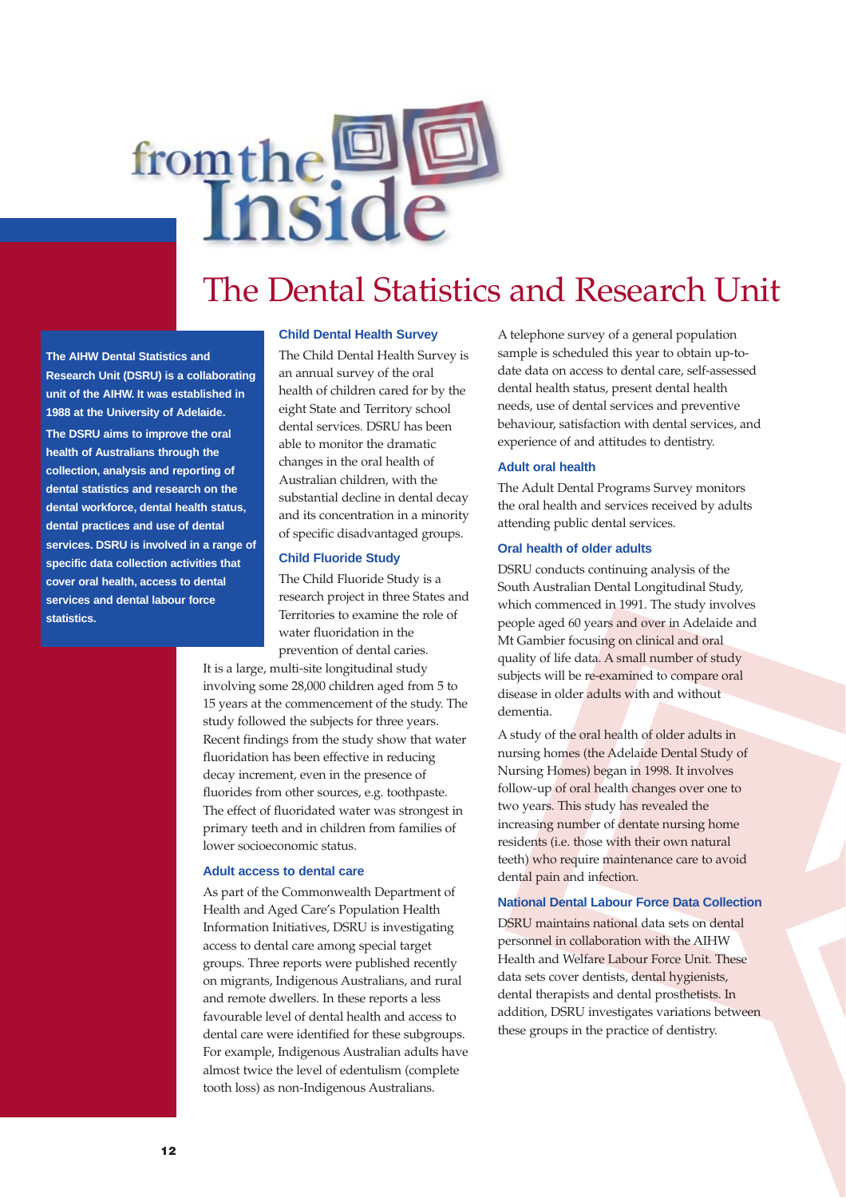# from the Inside

## The Dental Statistics and Research Unit

**The AIHW Dental Statistics and Research Unit (DSRU) is a collaborating unit of the AIHW. It was established in 1988 at the University of Adelaide.**

**The DSRU aims to improve the oral health of Australians through the collection, analysis and reporting of dental statistics and research on the dental workforce, dental health status, dental practices and use of dental services. DSRU is involved in a range of specific data collection activities that cover oral health, access to dental services and dental labour force statistics.**

### Child Dental Health Survey

The Child Dental Health Survey is an annual survey of the oral health of children cared for by the eight State and Territory school dental services. DSRU has been able to monitor the dramatic changes in the oral health of Australian children, with the substantial decline in dental decay and its concentration in a minority of specific disadvantaged groups.

### Child Fluoride Study

The Child Fluoride Study is a research project in three States and Territories to examine the role of water fluoridation in the prevention of dental caries. It is a large, multi-site longitudinal study involving some 28,000 children aged from 5 to 15 years at the commencement of the study. The study followed the subjects for three years. Recent findings from the study show that water fluoridation has been effective in reducing decay increment, even in the presence of fluorides from other sources, e.g. toothpaste. The effect of fluoridated water was strongest in primary teeth and in children from families of lower socioeconomic status.

### Adult access to dental care

As part of the Commonwealth Department of Health and Aged Care's Population Health Information Initiatives, DSRU is investigating access to dental care among special target groups. Three reports were published recently on migrants, Indigenous Australians, and rural and remote dwellers. In these reports a less favourable level of dental health and access to dental care were identified for these subgroups. For example, Indigenous Australian adults have almost twice the level of edentulism (complete tooth loss) as non-Indigenous Australians.

A telephone survey of a general population sample is scheduled this year to obtain up-to-date data on access to dental care, self-assessed dental health status, present dental health needs, use of dental services and preventive behaviour, satisfaction with dental services, and experience of and attitudes to dentistry.

### Adult oral health

The Adult Dental Programs Survey monitors the oral health and services received by adults attending public dental services.

### Oral health of older adults

DSRU conducts continuing analysis of the South Australian Dental Longitudinal Study, which commenced in 1991. The study involves people aged 60 years and over in Adelaide and Mt Gambier focusing on clinical and oral quality of life data. A small number of study subjects will be re-examined to compare oral disease in older adults with and without dementia.

A study of the oral health of older adults in nursing homes (the Adelaide Dental Study of Nursing Homes) began in 1998. It involves follow-up of oral health changes over one to two years. This study has revealed the increasing number of dentate nursing home residents (i.e. those with their own natural teeth) who require maintenance care to avoid dental pain and infection.

### National Dental Labour Force Data Collection

DSRU maintains national data sets on dental personnel in collaboration with the AIHW Health and Welfare Labour Force Unit. These data sets cover dentists, dental hygienists, dental therapists and dental prosthetists. In addition, DSRU investigates variations between these groups in the practice of dentistry.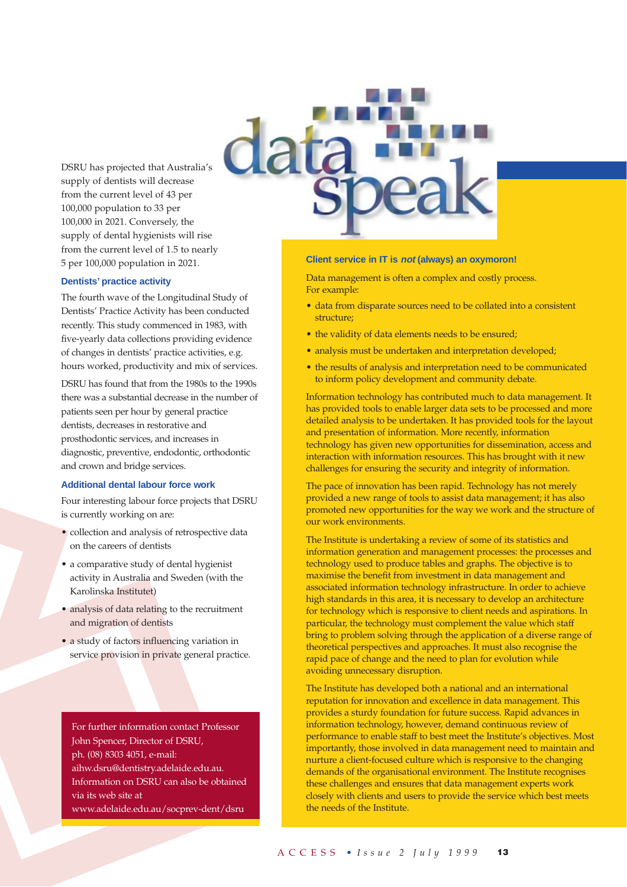DSRU has projected that Australia's supply of dentists will decrease from the current level of 43 per 100,000 population to 33 per 100,000 in 2021. Conversely, the supply of dental hygienists will rise from the current level of 1.5 to nearly 5 per 100,000 population in 2021.

### Dentists' practice activity

The fourth wave of the Longitudinal Study of Dentists' Practice Activity has been conducted recently. This study commenced in 1983, with five-yearly data collections providing evidence of changes in dentists' practice activities, e.g. hours worked, productivity and mix of services.

DSRU has found that from the 1980s to the 1990s there was a substantial decrease in the number of patients seen per hour by general practice dentists, decreases in restorative and prosthodontic services, and increases in diagnostic, preventive, endodontic, orthodontic and crown and bridge services.

### Additional dental labour force work

Four interesting labour force projects that DSRU is currently working on are:

- collection and analysis of retrospective data on the careers of dentists
- a comparative study of dental hygienist activity in Australia and Sweden (with the Karolinska Institutet)
- analysis of data relating to the recruitment and migration of dentists
- a study of factors influencing variation in service provision in private general practice.

For further information contact Professor John Spencer, Director of DSRU, ph. (08) 8303 4051, e-mail: aihw.dsru@dentistry.adelaide.edu.au. Information on DSRU can also be obtained via its web site at www.adelaide.edu.au/socprev-dent/dsru

# data speak

### Client service in IT is *not* (always) an oxymoron!

Data management is often a complex and costly process. For example:

- data from disparate sources need to be collated into a consistent structure;
- the validity of data elements needs to be ensured;
- analysis must be undertaken and interpretation developed;
- the results of analysis and interpretation need to be communicated to inform policy development and community debate.

Information technology has contributed much to data management. It has provided tools to enable larger data sets to be processed and more detailed analysis to be undertaken. It has provided tools for the layout and presentation of information. More recently, information technology has given new opportunities for dissemination, access and interaction with information resources. This has brought with it new challenges for ensuring the security and integrity of information.

The pace of innovation has been rapid. Technology has not merely provided a new range of tools to assist data management; it has also promoted new opportunities for the way we work and the structure of our work environments.

The Institute is undertaking a review of some of its statistics and information generation and management processes: the processes and technology used to produce tables and graphs. The objective is to maximise the benefit from investment in data management and associated information technology infrastructure. In order to achieve high standards in this area, it is necessary to develop an architecture for technology which is responsive to client needs and aspirations. In particular, the technology must complement the value which staff bring to problem solving through the application of a diverse range of theoretical perspectives and approaches. It must also recognise the rapid pace of change and the need to plan for evolution while avoiding unnecessary disruption.

The Institute has developed both a national and an international reputation for innovation and excellence in data management. This provides a sturdy foundation for future success. Rapid advances in information technology, however, demand continuous review of performance to enable staff to best meet the Institute's objectives. Most importantly, those involved in data management need to maintain and nurture a client-focused culture which is responsive to the changing demands of the organisational environment. The Institute recognises these challenges and ensures that data management experts work closely with clients and users to provide the service which best meets the needs of the Institute.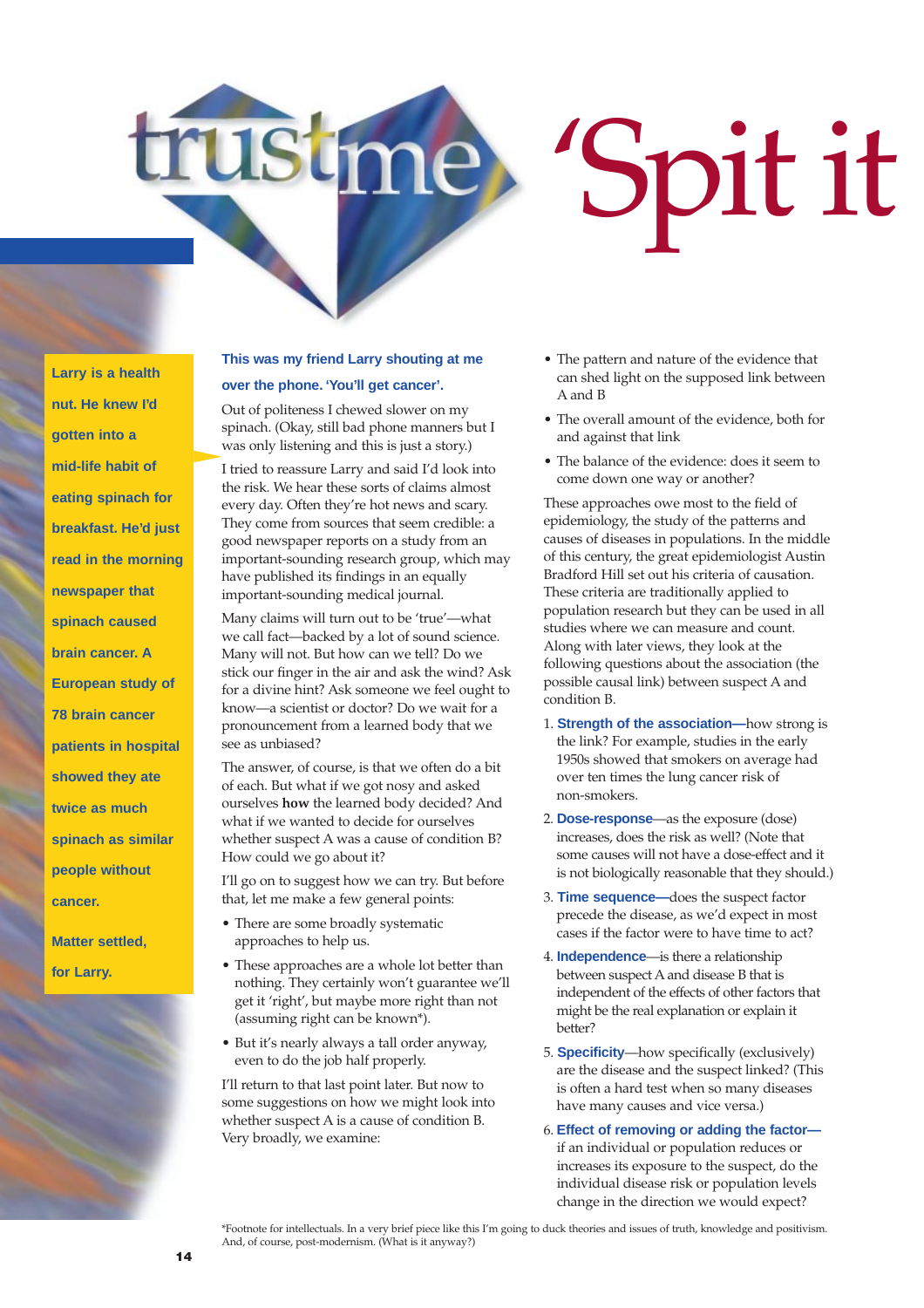# trustme 'Spit it

**Larry is a health nut. He knew I'd gotten into a mid-life habit of eating spinach for breakfast. He'd just read in the morning newspaper that spinach caused brain cancer. A European study of 78 brain cancer patients in hospital showed they ate twice as much spinach as similar people without cancer.**

**Matter settled, for Larry.**

**This was my friend Larry shouting at me over the phone. 'You'll get cancer'.**

Out of politeness I chewed slower on my spinach. (Okay, still bad phone manners but I was only listening and this is just a story.)

I tried to reassure Larry and said I'd look into the risk. We hear these sorts of claims almost every day. Often they're hot news and scary. They come from sources that seem credible: a good newspaper reports on a study from an important-sounding research group, which may have published its findings in an equally important-sounding medical journal.

Many claims will turn out to be 'true'—what we call fact—backed by a lot of sound science. Many will not. But how can we tell? Do we stick our finger in the air and ask the wind? Ask for a divine hint? Ask someone we feel ought to know—a scientist or doctor? Do we wait for a pronouncement from a learned body that we see as unbiased?

The answer, of course, is that we often do a bit of each. But what if we got nosy and asked ourselves **how** the learned body decided? And what if we wanted to decide for ourselves whether suspect A was a cause of condition B? How could we go about it?

I'll go on to suggest how we can try. But before that, let me make a few general points:

- There are some broadly systematic approaches to help us.
- These approaches are a whole lot better than nothing. They certainly won't guarantee we'll get it 'right', but maybe more right than not (assuming right can be known*).
- But it's nearly always a tall order anyway, even to do the job half properly.

I'll return to that last point later. But now to some suggestions on how we might look into whether suspect A is a cause of condition B. Very broadly, we examine:

- The pattern and nature of the evidence that can shed light on the supposed link between A and B
- The overall amount of the evidence, both for and against that link
- The balance of the evidence: does it seem to come down one way or another?

These approaches owe most to the field of epidemiology, the study of the patterns and causes of diseases in populations. In the middle of this century, the great epidemiologist Austin Bradford Hill set out his criteria of causation. These criteria are traditionally applied to population research but they can be used in all studies where we can measure and count. Along with later views, they look at the following questions about the association (the possible causal link) between suspect A and condition B.

1. **Strength of the association**—how strong is the link? For example, studies in the early 1950s showed that smokers on average had over ten times the lung cancer risk of non-smokers.
2. **Dose-response**—as the exposure (dose) increases, does the risk as well? (Note that some causes will not have a dose-effect and it is not biologically reasonable that they should.)
3. **Time sequence**—does the suspect factor precede the disease, as we'd expect in most cases if the factor were to have time to act?
4. **Independence**—is there a relationship between suspect A and disease B that is independent of the effects of other factors that might be the real explanation or explain it better?
5. **Specificity**—how specifically (exclusively) are the disease and the suspect linked? (This is often a hard test when so many diseases have many causes and vice versa.)
6. **Effect of removing or adding the factor**—if an individual or population reduces or increases its exposure to the suspect, do the individual disease risk or population levels change in the direction we would expect?

*Footnote for intellectuals. In a very brief piece like this I'm going to duck theories and issues of truth, knowledge and positivism. And, of course, post-modernism. (What is it anyway?)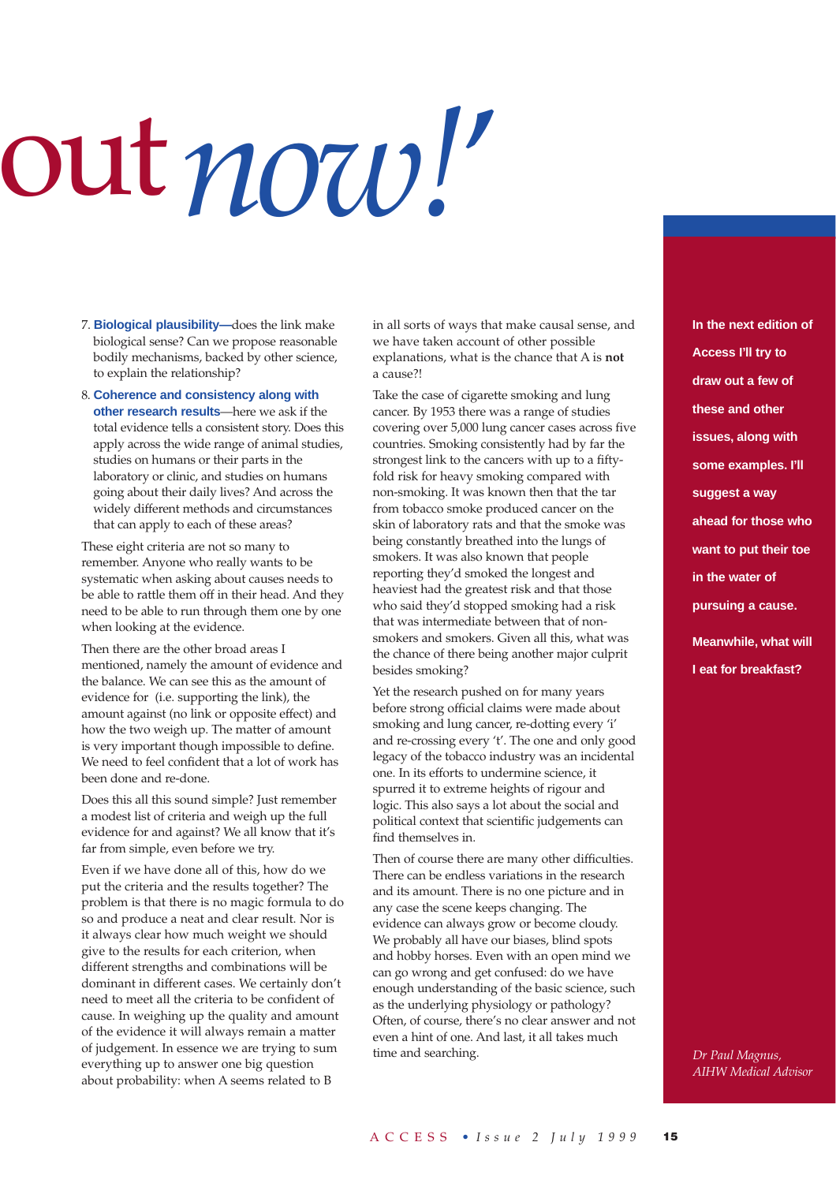# out *now!'*

7. **Biological plausibility—**does the link make biological sense? Can we propose reasonable bodily mechanisms, backed by other science, to explain the relationship?

8. **Coherence and consistency along with other research results—**here we ask if the total evidence tells a consistent story. Does this apply across the wide range of animal studies, studies on humans or their parts in the laboratory or clinic, and studies on humans going about their daily lives? And across the widely different methods and circumstances that can apply to each of these areas?

These eight criteria are not so many to remember. Anyone who really wants to be systematic when asking about causes needs to be able to rattle them off in their head. And they need to be able to run through them one by one when looking at the evidence.

Then there are the other broad areas I mentioned, namely the amount of evidence and the balance. We can see this as the amount of evidence for (i.e. supporting the link), the amount against (no link or opposite effect) and how the two weigh up. The matter of amount is very important though impossible to define. We need to feel confident that a lot of work has been done and re-done.

Does this all this sound simple? Just remember a modest list of criteria and weigh up the full evidence for and against? We all know that it's far from simple, even before we try.

Even if we have done all of this, how do we put the criteria and the results together? The problem is that there is no magic formula to do so and produce a neat and clear result. Nor is it always clear how much weight we should give to the results for each criterion, when different strengths and combinations will be dominant in different cases. We certainly don't need to meet all the criteria to be confident of cause. In weighing up the quality and amount of the evidence it will always remain a matter of judgement. In essence we are trying to sum everything up to answer one big question about probability: when A seems related to B in all sorts of ways that make causal sense, and we have taken account of other possible explanations, what is the chance that A is **not** a cause?!

Take the case of cigarette smoking and lung cancer. By 1953 there was a range of studies covering over 5,000 lung cancer cases across five countries. Smoking consistently had by far the strongest link to the cancers with up to a fifty-fold risk for heavy smoking compared with non-smoking. It was known then that the tar from tobacco smoke produced cancer on the skin of laboratory rats and that the smoke was being constantly breathed into the lungs of smokers. It was also known that people reporting they'd smoked the longest and heaviest had the greatest risk and that those who said they'd stopped smoking had a risk that was intermediate between that of non-smokers and smokers. Given all this, what was the chance of there being another major culprit besides smoking?

Yet the research pushed on for many years before strong official claims were made about smoking and lung cancer, re-dotting every 'i' and re-crossing every 't'. The one and only good legacy of the tobacco industry was an incidental one. In its efforts to undermine science, it spurred it to extreme heights of rigour and logic. This also says a lot about the social and political context that scientific judgements can find themselves in.

Then of course there are many other difficulties. There can be endless variations in the research and its amount. There is no one picture and in any case the scene keeps changing. The evidence can always grow or become cloudy. We probably all have our biases, blind spots and hobby horses. Even with an open mind we can go wrong and get confused: do we have enough understanding of the basic science, such as the underlying physiology or pathology? Often, of course, there's no clear answer and not even a hint of one. And last, it all takes much time and searching.

**In the next edition of Access I'll try to draw out a few of these and other issues, along with some examples. I'll suggest a way ahead for those who want to put their toe in the water of pursuing a cause.**

**Meanwhile, what will I eat for breakfast?**

*Dr Paul Magnus,*
*AIHW Medical Advisor*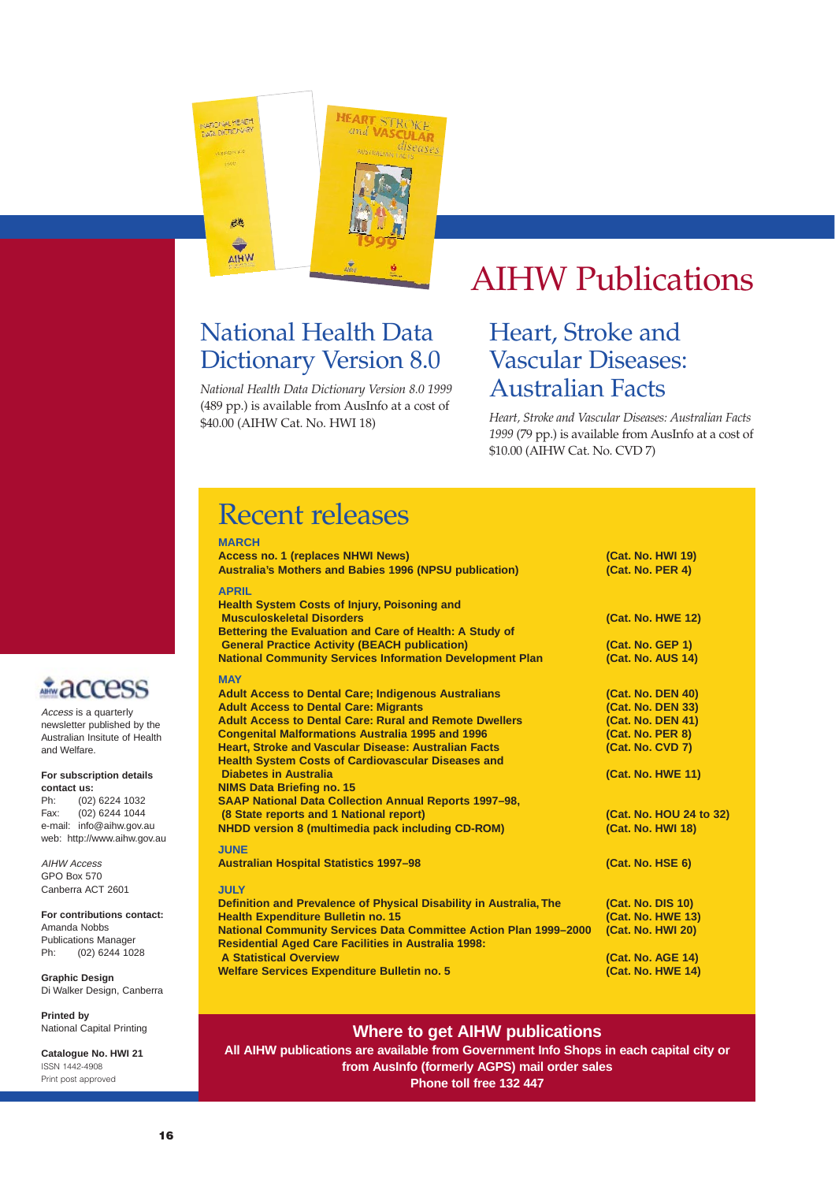# AIHW Publications

## National Health Data Dictionary Version 8.0

*National Health Data Dictionary Version 8.0 1999* (489 pp.) is available from AusInfo at a cost of $40.00 (AIHW Cat. No. HWI 18)

## Heart, Stroke and Vascular Diseases: Australian Facts

*Heart, Stroke and Vascular Diseases: Australian Facts 1999* (79 pp.) is available from AusInfo at a cost of $10.00 (AIHW Cat. No. CVD 7)

## Recent releases

| | |
|---|---|
| **MARCH** | |
| **Access no. 1 (replaces NHWI News)** | **(Cat. No. HWI 19)** |
| **Australia's Mothers and Babies 1996 (NPSU publication)** | **(Cat. No. PER 4)** |
| **APRIL** | |
| **Health System Costs of Injury, Poisoning and Musculoskeletal Disorders** | **(Cat. No. HWE 12)** |
| **Bettering the Evaluation and Care of Health: A Study of General Practice Activity (BEACH publication)** | **(Cat. No. GEP 1)** |
| **National Community Services Information Development Plan** | **(Cat. No. AUS 14)** |
| **MAY** | |
| **Adult Access to Dental Care; Indigenous Australians** | **(Cat. No. DEN 40)** |
| **Adult Access to Dental Care: Migrants** | **(Cat. No. DEN 33)** |
| **Adult Access to Dental Care: Rural and Remote Dwellers** | **(Cat. No. DEN 41)** |
| **Congenital Malformations Australia 1995 and 1996** | **(Cat. No. PER 8)** |
| **Heart, Stroke and Vascular Disease: Australian Facts** | **(Cat. No. CVD 7)** |
| **Health System Costs of Cardiovascular Diseases and Diabetes in Australia** | **(Cat. No. HWE 11)** |
| **NIMS Data Briefing no. 15** | |
| **SAAP National Data Collection Annual Reports 1997–98, (8 State reports and 1 National report)** | **(Cat. No. HOU 24 to 32)** |
| **NHDD version 8 (multimedia pack including CD-ROM)** | **(Cat. No. HWI 18)** |
| **JUNE** | |
| **Australian Hospital Statistics 1997–98** | **(Cat. No. HSE 6)** |
| **JULY** | |
| **Definition and Prevalence of Physical Disability in Australia, The** | **(Cat. No. DIS 10)** |
| **Health Expenditure Bulletin no. 15** | **(Cat. No. HWE 13)** |
| **National Community Services Data Committee Action Plan 1999–2000** | **(Cat. No. HWI 20)** |
| **Residential Aged Care Facilities in Australia 1998: A Statistical Overview** | **(Cat. No. AGE 14)** |
| **Welfare Services Expenditure Bulletin no. 5** | **(Cat. No. HWE 14)** |

### Where to get AIHW publications

**All AIHW publications are available from Government Info Shops in each capital city or from AusInfo (formerly AGPS) mail order sales**
**Phone toll free 132 447**

---

**access**

*Access* is a quarterly newsletter published by the Australian Insitute of Health and Welfare.

**For subscription details contact us:**
Ph: (02) 6224 1032
Fax: (02) 6244 1044
e-mail: info@aihw.gov.au
web: http://www.aihw.gov.au

*AIHW Access*
GPO Box 570
Canberra ACT 2601

**For contributions contact:**
Amanda Nobbs
Publications Manager
Ph: (02) 6244 1028

**Graphic Design**
Di Walker Design, Canberra

**Printed by**
National Capital Printing

**Catalogue No. HWI 21**
ISSN 1442-4908
Print post approved